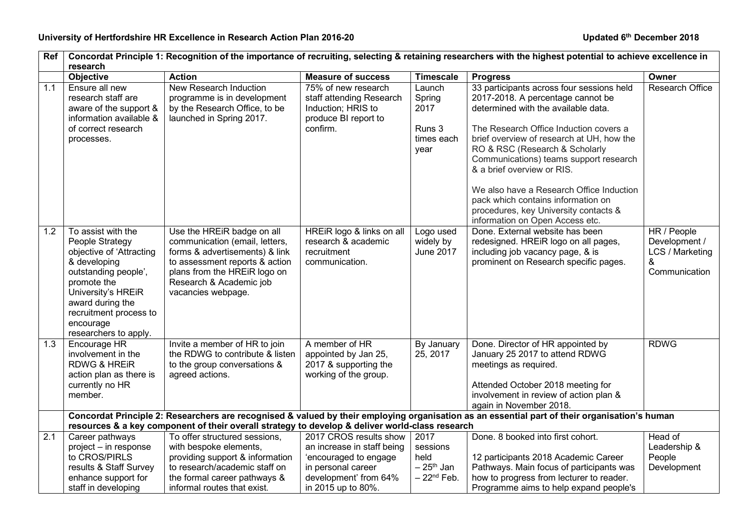**University of Hertfordshire HR Excellence in Research Action Plan 2016-20** **Updated 6th December 2018**

| Ref | Objective | Action | Measure of success | Timescale | Progress | Owner |
|---|---|---|---|---|---|---|
| | **Concordat Principle 1: Recognition of the importance of recruiting, selecting & retaining researchers with the highest potential to achieve excellence in research** | | | | | |
| 1.1 | Ensure all new research staff are aware of the support & information available & of correct research processes. | New Research Induction programme is in development by the Research Office, to be launched in Spring 2017. | 75% of new research staff attending Research Induction; HRIS to produce BI report to confirm. | Launch Spring 2017<br><br>Runs 3 times each year | 33 participants across four sessions held 2017-2018. A percentage cannot be determined with the available data.<br><br>The Research Office Induction covers a brief overview of research at UH, how the RO & RSC (Research & Scholarly Communications) teams support research & a brief overview or RIS.<br><br>We also have a Research Office Induction pack which contains information on procedures, key University contacts & information on Open Access etc. | Research Office |
| 1.2 | To assist with the People Strategy objective of 'Attracting & developing outstanding people', promote the University's HREiR award during the recruitment process to encourage researchers to apply. | Use the HREiR badge on all communication (email, letters, forms & advertisements) & link to assessment reports & action plans from the HREiR logo on Research & Academic job vacancies webpage. | HREiR logo & links on all research & academic recruitment communication. | Logo used widely by June 2017 | Done. External website has been redesigned. HREiR logo on all pages, including job vacancy page, & is prominent on Research specific pages. | HR / People Development / LCS / Marketing & Communication |
| 1.3 | Encourage HR involvement in the RDWG & HREiR action plan as there is currently no HR member. | Invite a member of HR to join the RDWG to contribute & listen to the group conversations & agreed actions. | A member of HR appointed by Jan 25, 2017 & supporting the working of the group. | By January 25, 2017 | Done. Director of HR appointed by January 25 2017 to attend RDWG meetings as required.<br><br>Attended October 2018 meeting for involvement in review of action plan & again in November 2018. | RDWG |
| | **Concordat Principle 2: Researchers are recognised & valued by their employing organisation as an essential part of their organisation's human resources & a key component of their overall strategy to develop & deliver world-class research** | | | | | |
| 2.1 | Career pathways project – in response to CROS/PIRLS results & Staff Survey enhance support for staff in developing | To offer structured sessions, with bespoke elements, providing support & information to research/academic staff on the formal career pathways & informal routes that exist. | 2017 CROS results show an increase in staff being 'encouraged to engage in personal career development' from 64% in 2015 up to 80%. | 2017 sessions held – 25th Jan – 22nd Feb. | Done. 8 booked into first cohort.<br><br>12 participants 2018 Academic Career Pathways. Main focus of participants was how to progress from lecturer to reader. Programme aims to help expand people's | Head of Leadership & People Development |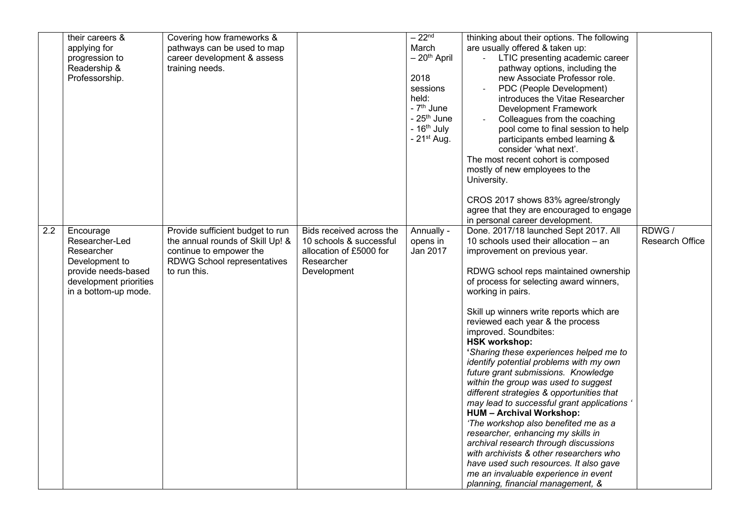| | | | | | | |
|---|---|---|---|---|---|---|
| | their careers & applying for progression to Readership & Professorship. | Covering how frameworks & pathways can be used to map career development & assess training needs. | | – 22nd March – 20th April<br><br>2018 sessions held:<br>- 7th June<br>- 25th June<br>- 16th July<br>- 21st Aug. | thinking about their options. The following are usually offered & taken up:<br>- LTIC presenting academic career pathway options, including the new Associate Professor role.<br>- PDC (People Development) introduces the Vitae Researcher Development Framework<br>- Colleagues from the coaching pool come to final session to help participants embed learning & consider 'what next'.<br>The most recent cohort is composed mostly of new employees to the University.<br><br>CROS 2017 shows 83% agree/strongly agree that they are encouraged to engage in personal career development. | |
| 2.2 | Encourage Researcher-Led Researcher Development to provide needs-based development priorities in a bottom-up mode. | Provide sufficient budget to run the annual rounds of Skill Up! & continue to empower the RDWG School representatives to run this. | Bids received across the 10 schools & successful allocation of £5000 for Researcher Development | Annually - opens in Jan 2017 | Done. 2017/18 launched Sept 2017. All 10 schools used their allocation – an improvement on previous year.<br><br>RDWG school reps maintained ownership of process for selecting award winners, working in pairs.<br><br>Skill up winners write reports which are reviewed each year & the process improved. Soundbites:<br>**HSK workshop:**<br>*'Sharing these experiences helped me to identify potential problems with my own future grant submissions. Knowledge within the group was used to suggest different strategies & opportunities that may lead to successful grant applications '*<br>**HUM – Archival Workshop:**<br>*'The workshop also benefited me as a researcher, enhancing my skills in archival research through discussions with archivists & other researchers who have used such resources. It also gave me an invaluable experience in event planning, financial management, &* | RDWG / Research Office |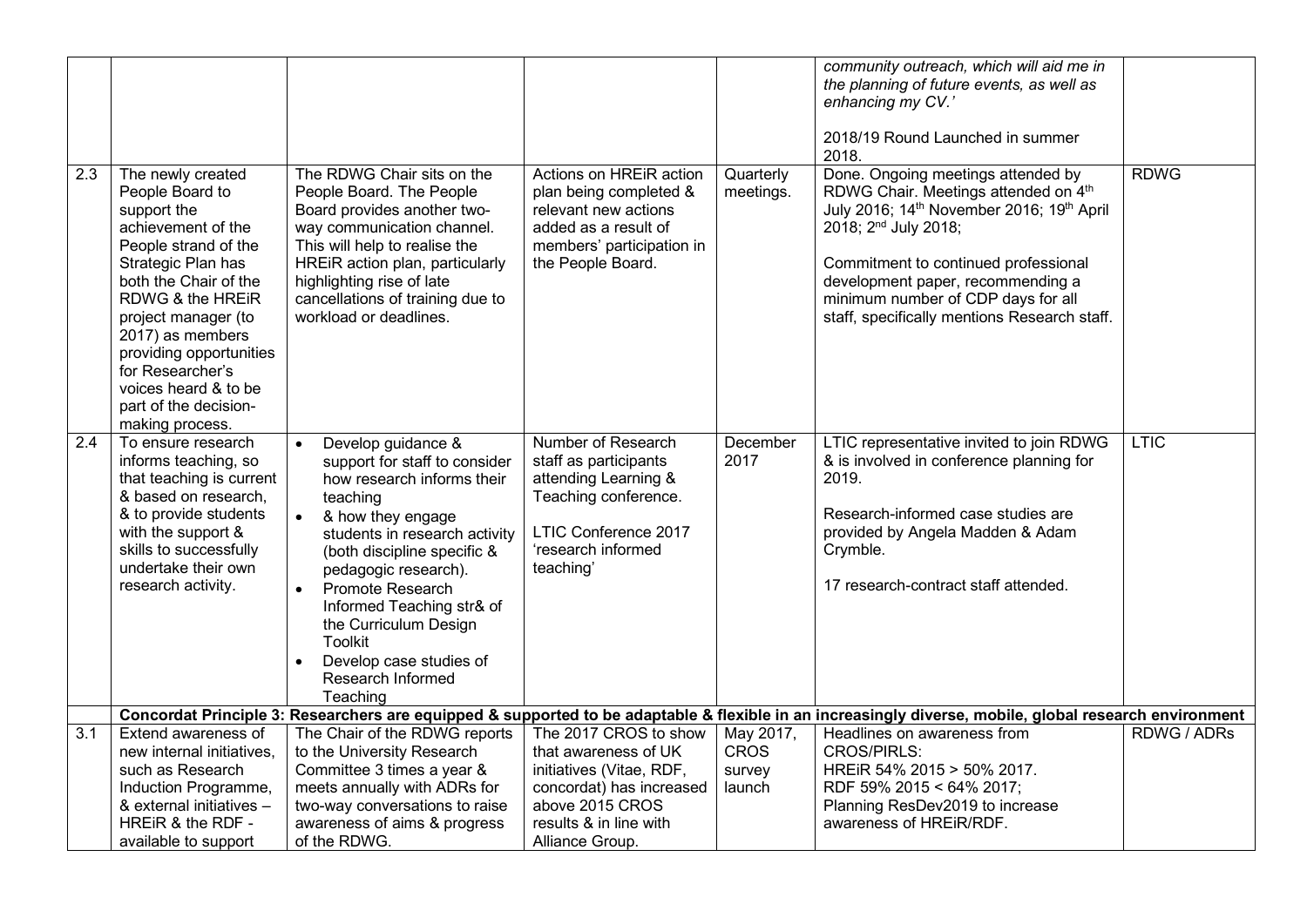| | | | | | | |
|---|---|---|---|---|---|---|
| | | | | | *community outreach, which will aid me in the planning of future events, as well as enhancing my CV.'*<br><br>2018/19 Round Launched in summer 2018. | |
| 2.3 | The newly created People Board to support the achievement of the People strand of the Strategic Plan has both the Chair of the RDWG & the HREiR project manager (to 2017) as members providing opportunities for Researcher's voices heard & to be part of the decision-making process. | The RDWG Chair sits on the People Board. The People Board provides another two-way communication channel. This will help to realise the HREiR action plan, particularly highlighting rise of late cancellations of training due to workload or deadlines. | Actions on HREiR action plan being completed & relevant new actions added as a result of members' participation in the People Board. | Quarterly meetings. | Done. Ongoing meetings attended by RDWG Chair. Meetings attended on 4th July 2016; 14th November 2016; 19th April 2018; 2nd July 2018;<br><br>Commitment to continued professional development paper, recommending a minimum number of CDP days for all staff, specifically mentions Research staff. | RDWG |
| 2.4 | To ensure research informs teaching, so that teaching is current & based on research, & to provide students with the support & skills to successfully undertake their own research activity. | • Develop guidance & support for staff to consider how research informs their teaching<br>• & how they engage students in research activity (both discipline specific & pedagogic research).<br>• Promote Research Informed Teaching str& of the Curriculum Design Toolkit<br>• Develop case studies of Research Informed Teaching | Number of Research staff as participants attending Learning & Teaching conference.<br><br>LTIC Conference 2017 'research informed teaching' | December 2017 | LTIC representative invited to join RDWG & is involved in conference planning for 2019.<br><br>Research-informed case studies are provided by Angela Madden & Adam Crymble.<br><br>17 research-contract staff attended. | LTIC |
| | **Concordat Principle 3: Researchers are equipped & supported to be adaptable & flexible in an increasingly diverse, mobile, global research environment** | | | | | |
| 3.1 | Extend awareness of new internal initiatives, such as Research Induction Programme, & external initiatives – HREiR & the RDF - available to support | The Chair of the RDWG reports to the University Research Committee 3 times a year & meets annually with ADRs for two-way conversations to raise awareness of aims & progress of the RDWG. | The 2017 CROS to show that awareness of UK initiatives (Vitae, RDF, concordat) has increased above 2015 CROS results & in line with Alliance Group. | May 2017, CROS survey launch | Headlines on awareness from CROS/PIRLS:<br>HREiR 54% 2015 > 50% 2017.<br>RDF 59% 2015 < 64% 2017;<br>Planning ResDev2019 to increase awareness of HREiR/RDF. | RDWG / ADRs |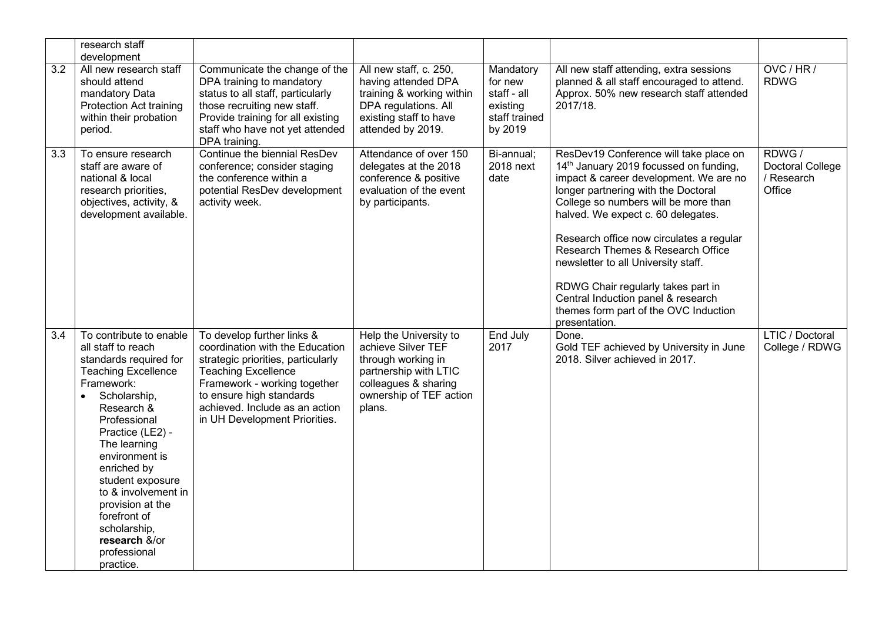| | research staff development | | | | | |
|---|---|---|---|---|---|---|
| 3.2 | All new research staff should attend mandatory Data Protection Act training within their probation period. | Communicate the change of the DPA training to mandatory status to all staff, particularly those recruiting new staff. Provide training for all existing staff who have not yet attended DPA training. | All new staff, c. 250, having attended DPA training & working within DPA regulations. All existing staff to have attended by 2019. | Mandatory for new staff - all existing staff trained by 2019 | All new staff attending, extra sessions planned & all staff encouraged to attend. Approx. 50% new research staff attended 2017/18. | OVC / HR / RDWG |
| 3.3 | To ensure research staff are aware of national & local research priorities, objectives, activity, & development available. | Continue the biennial ResDev conference; consider staging the conference within a potential ResDev development activity week. | Attendance of over 150 delegates at the 2018 conference & positive evaluation of the event by participants. | Bi-annual; 2018 next date | ResDev19 Conference will take place on 14th January 2019 focussed on funding, impact & career development. We are no longer partnering with the Doctoral College so numbers will be more than halved. We expect c. 60 delegates.<br><br>Research office now circulates a regular Research Themes & Research Office newsletter to all University staff.<br><br>RDWG Chair regularly takes part in Central Induction panel & research themes form part of the OVC Induction presentation. | RDWG / Doctoral College / Research Office |
| 3.4 | To contribute to enable all staff to reach standards required for Teaching Excellence Framework:<br>• Scholarship, Research & Professional Practice (LE2) - The learning environment is enriched by student exposure to & involvement in provision at the forefront of scholarship, **research** &/or professional practice. | To develop further links & coordination with the Education strategic priorities, particularly Teaching Excellence Framework - working together to ensure high standards achieved. Include as an action in UH Development Priorities. | Help the University to achieve Silver TEF through working in partnership with LTIC colleagues & sharing ownership of TEF action plans. | End July 2017 | Done.<br>Gold TEF achieved by University in June 2018. Silver achieved in 2017. | LTIC / Doctoral College / RDWG |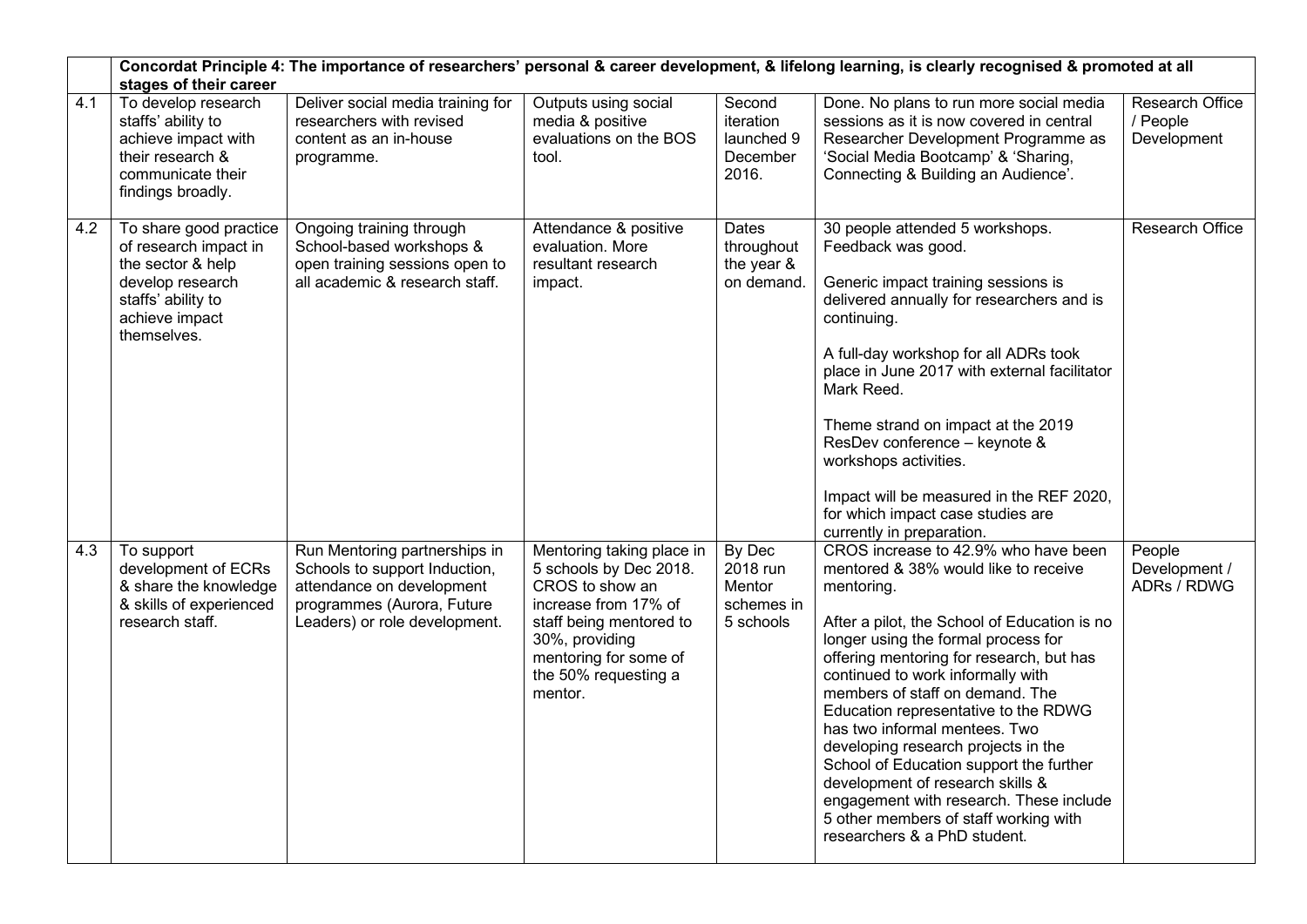| | Concordat Principle 4: The importance of researchers' personal & career development, & lifelong learning, is clearly recognised & promoted at all stages of their career | | | | | |
|---|---|---|---|---|---|---|
| 4.1 | To develop research staffs' ability to achieve impact with their research & communicate their findings broadly. | Deliver social media training for researchers with revised content as an in-house programme. | Outputs using social media & positive evaluations on the BOS tool. | Second iteration launched 9 December 2016. | Done. No plans to run more social media sessions as it is now covered in central Researcher Development Programme as 'Social Media Bootcamp' & 'Sharing, Connecting & Building an Audience'. | Research Office / People Development |
| 4.2 | To share good practice of research impact in the sector & help develop research staffs' ability to achieve impact themselves. | Ongoing training through School-based workshops & open training sessions open to all academic & research staff. | Attendance & positive evaluation. More resultant research impact. | Dates throughout the year & on demand. | 30 people attended 5 workshops. Feedback was good.<br><br>Generic impact training sessions is delivered annually for researchers and is continuing.<br><br>A full-day workshop for all ADRs took place in June 2017 with external facilitator Mark Reed.<br><br>Theme strand on impact at the 2019 ResDev conference – keynote & workshops activities.<br><br>Impact will be measured in the REF 2020, for which impact case studies are currently in preparation. | Research Office |
| 4.3 | To support development of ECRs & share the knowledge & skills of experienced research staff. | Run Mentoring partnerships in Schools to support Induction, attendance on development programmes (Aurora, Future Leaders) or role development. | Mentoring taking place in 5 schools by Dec 2018. CROS to show an increase from 17% of staff being mentored to 30%, providing mentoring for some of the 50% requesting a mentor. | By Dec 2018 run Mentor schemes in 5 schools | CROS increase to 42.9% who have been mentored & 38% would like to receive mentoring.<br><br>After a pilot, the School of Education is no longer using the formal process for offering mentoring for research, but has continued to work informally with members of staff on demand. The Education representative to the RDWG has two informal mentees. Two developing research projects in the School of Education support the further development of research skills & engagement with research. These include 5 other members of staff working with researchers & a PhD student. | People Development / ADRs / RDWG |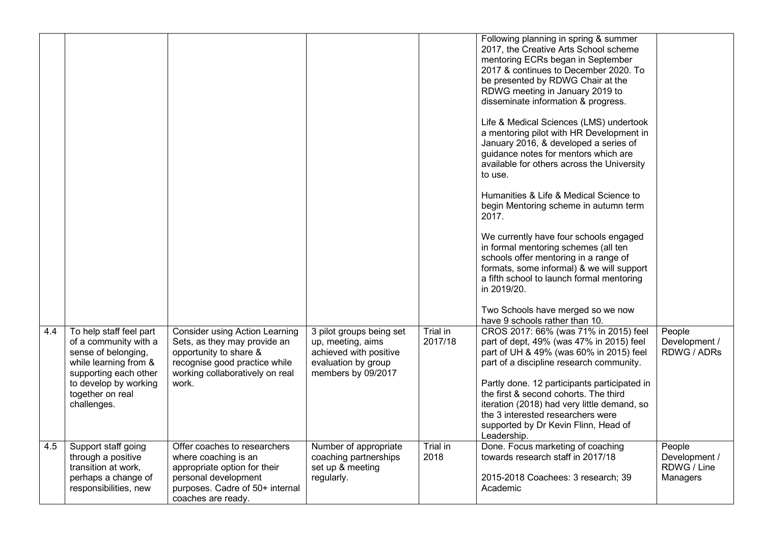| | | | | | | |
|---|---|---|---|---|---|---|
| | | | | | Following planning in spring & summer 2017, the Creative Arts School scheme mentoring ECRs began in September 2017 & continues to December 2020. To be presented by RDWG Chair at the RDWG meeting in January 2019 to disseminate information & progress.<br><br>Life & Medical Sciences (LMS) undertook a mentoring pilot with HR Development in January 2016, & developed a series of guidance notes for mentors which are available for others across the University to use.<br><br>Humanities & Life & Medical Science to begin Mentoring scheme in autumn term 2017.<br><br>We currently have four schools engaged in formal mentoring schemes (all ten schools offer mentoring in a range of formats, some informal) & we will support a fifth school to launch formal mentoring in 2019/20.<br><br>Two Schools have merged so we now have 9 schools rather than 10. | |
| 4.4 | To help staff feel part of a community with a sense of belonging, while learning from & supporting each other to develop by working together on real challenges. | Consider using Action Learning Sets, as they may provide an opportunity to share & recognise good practice while working collaboratively on real work. | 3 pilot groups being set up, meeting, aims achieved with positive evaluation by group members by 09/2017 | Trial in 2017/18 | CROS 2017: 66% (was 71% in 2015) feel part of dept, 49% (was 47% in 2015) feel part of UH & 49% (was 60% in 2015) feel part of a discipline research community.<br><br>Partly done. 12 participants participated in the first & second cohorts. The third iteration (2018) had very little demand, so the 3 interested researchers were supported by Dr Kevin Flinn, Head of Leadership. | People Development / RDWG / ADRs |
| 4.5 | Support staff going through a positive transition at work, perhaps a change of responsibilities, new | Offer coaches to researchers where coaching is an appropriate option for their personal development purposes. Cadre of 50+ internal coaches are ready. | Number of appropriate coaching partnerships set up & meeting regularly. | Trial in 2018 | Done. Focus marketing of coaching towards research staff in 2017/18<br><br>2015-2018 Coachees: 3 research; 39 Academic | People Development / RDWG / Line Managers |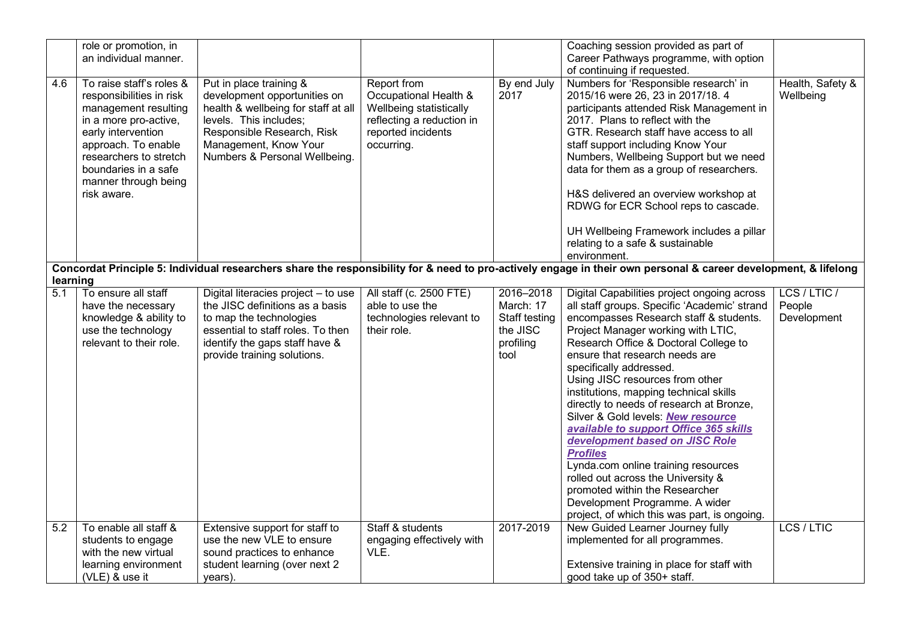| | | | | | | |
|---|---|---|---|---|---|---|
| | role or promotion, in an individual manner. | | | | Coaching session provided as part of Career Pathways programme, with option of continuing if requested. | |
| 4.6 | To raise staff's roles & responsibilities in risk management resulting in a more pro-active, early intervention approach. To enable researchers to stretch boundaries in a safe manner through being risk aware. | Put in place training & development opportunities on health & wellbeing for staff at all levels. This includes; Responsible Research, Risk Management, Know Your Numbers & Personal Wellbeing. | Report from Occupational Health & Wellbeing statistically reflecting a reduction in reported incidents occurring. | By end July 2017 | Numbers for 'Responsible research' in 2015/16 were 26, 23 in 2017/18. 4 participants attended Risk Management in 2017. Plans to reflect with the GTR. Research staff have access to all staff support including Know Your Numbers, Wellbeing Support but we need data for them as a group of researchers.<br><br>H&S delivered an overview workshop at RDWG for ECR School reps to cascade.<br><br>UH Wellbeing Framework includes a pillar relating to a safe & sustainable environment. | Health, Safety & Wellbeing |
| **Concordat Principle 5: Individual researchers share the responsibility for & need to pro-actively engage in their own personal & career development, & lifelong learning** | | | | | | |
| 5.1 | To ensure all staff have the necessary knowledge & ability to use the technology relevant to their role. | Digital literacies project – to use the JISC definitions as a basis to map the technologies essential to staff roles. To then identify the gaps staff have & provide training solutions. | All staff (c. 2500 FTE) able to use the technologies relevant to their role. | 2016–2018 March: 17 Staff testing the JISC profiling tool | Digital Capabilities project ongoing across all staff groups. Specific 'Academic' strand encompasses Research staff & students. Project Manager working with LTIC, Research Office & Doctoral College to ensure that research needs are specifically addressed.<br>Using JISC resources from other institutions, mapping technical skills directly to needs of research at Bronze, Silver & Gold levels: ***New resource available to support Office 365 skills development based on JISC Role Profiles***<br>Lynda.com online training resources rolled out across the University & promoted within the Researcher Development Programme. A wider project, of which this was part, is ongoing. | LCS / LTIC / People Development |
| 5.2 | To enable all staff & students to engage with the new virtual learning environment (VLE) & use it | Extensive support for staff to use the new VLE to ensure sound practices to enhance student learning (over next 2 years). | Staff & students engaging effectively with VLE. | 2017-2019 | New Guided Learner Journey fully implemented for all programmes.<br><br>Extensive training in place for staff with good take up of 350+ staff. | LCS / LTIC |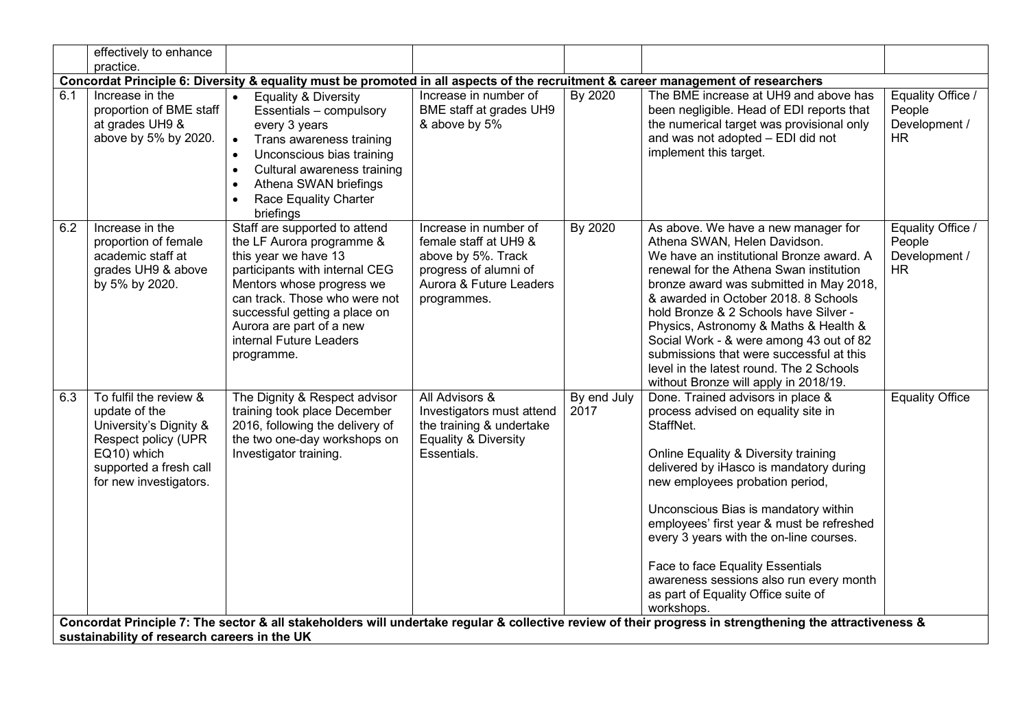| | | | | | | |
|---|---|---|---|---|---|---|
| | effectively to enhance practice. | | | | | |
| **Concordat Principle 6: Diversity & equality must be promoted in all aspects of the recruitment & career management of researchers** | | | | | | |
| 6.1 | Increase in the proportion of BME staff at grades UH9 & above by 5% by 2020. | • Equality & Diversity Essentials – compulsory every 3 years<br>• Trans awareness training<br>• Unconscious bias training<br>• Cultural awareness training<br>• Athena SWAN briefings<br>• Race Equality Charter briefings | Increase in number of BME staff at grades UH9 & above by 5% | By 2020 | The BME increase at UH9 and above has been negligible. Head of EDI reports that the numerical target was provisional only and was not adopted – EDI did not implement this target. | Equality Office / People Development / HR |
| 6.2 | Increase in the proportion of female academic staff at grades UH9 & above by 5% by 2020. | Staff are supported to attend the LF Aurora programme & this year we have 13 participants with internal CEG Mentors whose progress we can track. Those who were not successful getting a place on Aurora are part of a new internal Future Leaders programme. | Increase in number of female staff at UH9 & above by 5%. Track progress of alumni of Aurora & Future Leaders programmes. | By 2020 | As above. We have a new manager for Athena SWAN, Helen Davidson. We have an institutional Bronze award. A renewal for the Athena Swan institution bronze award was submitted in May 2018, & awarded in October 2018. 8 Schools hold Bronze & 2 Schools have Silver - Physics, Astronomy & Maths & Health & Social Work - & were among 43 out of 82 submissions that were successful at this level in the latest round. The 2 Schools without Bronze will apply in 2018/19. | Equality Office / People Development / HR |
| 6.3 | To fulfil the review & update of the University's Dignity & Respect policy (UPR EQ10) which supported a fresh call for new investigators. | The Dignity & Respect advisor training took place December 2016, following the delivery of the two one-day workshops on Investigator training. | All Advisors & Investigators must attend the training & undertake Equality & Diversity Essentials. | By end July 2017 | Done. Trained advisors in place & process advised on equality site in StaffNet.<br><br>Online Equality & Diversity training delivered by iHasco is mandatory during new employees probation period,<br><br>Unconscious Bias is mandatory within employees' first year & must be refreshed every 3 years with the on-line courses.<br><br>Face to face Equality Essentials awareness sessions also run every month as part of Equality Office suite of workshops. | Equality Office |
| **Concordat Principle 7: The sector & all stakeholders will undertake regular & collective review of their progress in strengthening the attractiveness & sustainability of research careers in the UK** | | | | | | |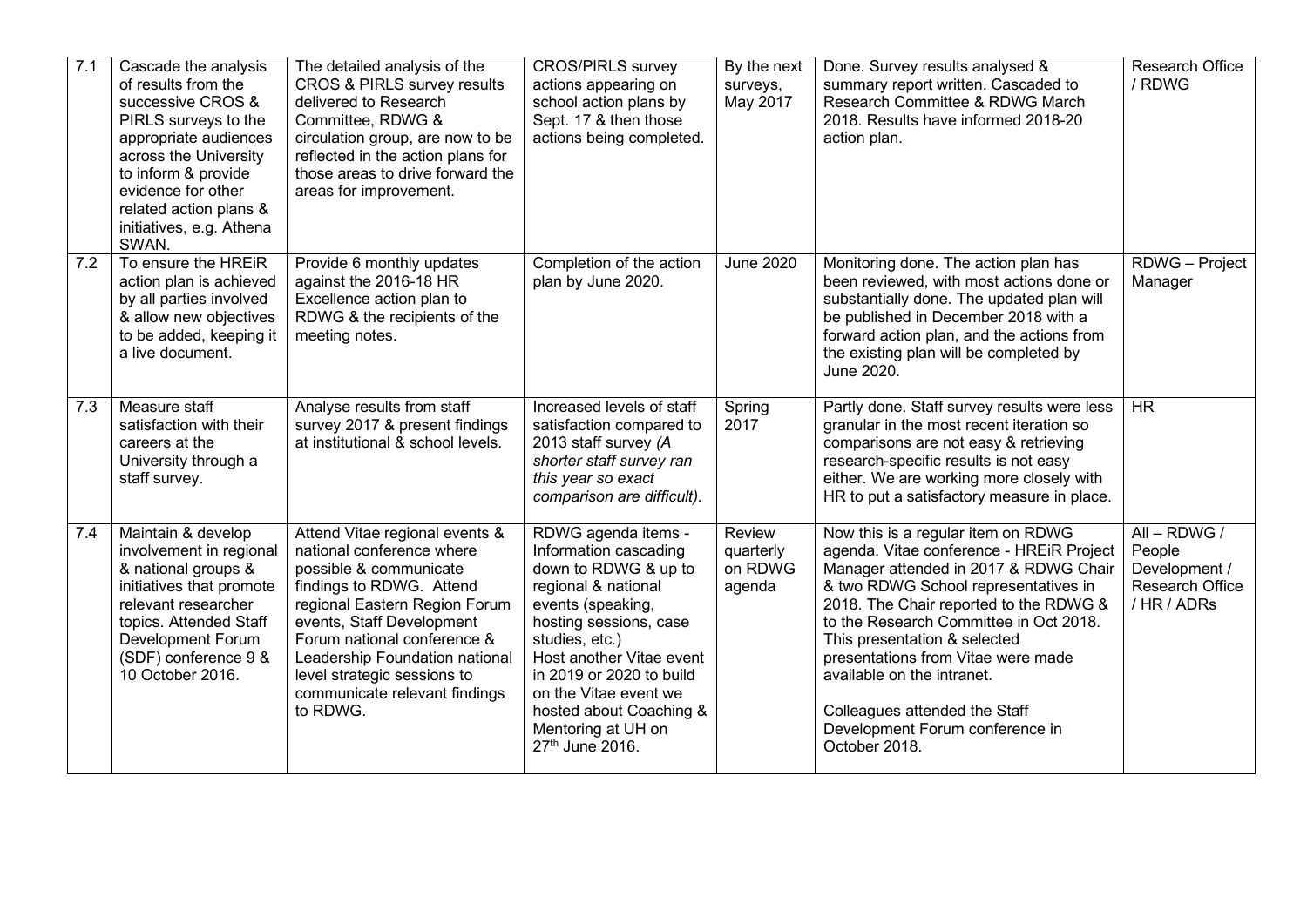| | | | | | | |
|---|---|---|---|---|---|---|
| 7.1 | Cascade the analysis of results from the successive CROS & PIRLS surveys to the appropriate audiences across the University to inform & provide evidence for other related action plans & initiatives, e.g. Athena SWAN. | The detailed analysis of the CROS & PIRLS survey results delivered to Research Committee, RDWG & circulation group, are now to be reflected in the action plans for those areas to drive forward the areas for improvement. | CROS/PIRLS survey actions appearing on school action plans by Sept. 17 & then those actions being completed. | By the next surveys, May 2017 | Done. Survey results analysed & summary report written. Cascaded to Research Committee & RDWG March 2018. Results have informed 2018-20 action plan. | Research Office / RDWG |
| 7.2 | To ensure the HREiR action plan is achieved by all parties involved & allow new objectives to be added, keeping it a live document. | Provide 6 monthly updates against the 2016-18 HR Excellence action plan to RDWG & the recipients of the meeting notes. | Completion of the action plan by June 2020. | June 2020 | Monitoring done. The action plan has been reviewed, with most actions done or substantially done. The updated plan will be published in December 2018 with a forward action plan, and the actions from the existing plan will be completed by June 2020. | RDWG – Project Manager |
| 7.3 | Measure staff satisfaction with their careers at the University through a staff survey. | Analyse results from staff survey 2017 & present findings at institutional & school levels. | Increased levels of staff satisfaction compared to 2013 staff survey *(A shorter staff survey ran this year so exact comparison are difficult).* | Spring 2017 | Partly done. Staff survey results were less granular in the most recent iteration so comparisons are not easy & retrieving research-specific results is not easy either. We are working more closely with HR to put a satisfactory measure in place. | HR |
| 7.4 | Maintain & develop involvement in regional & national groups & initiatives that promote relevant researcher topics. Attended Staff Development Forum (SDF) conference 9 & 10 October 2016. | Attend Vitae regional events & national conference where possible & communicate findings to RDWG. Attend regional Eastern Region Forum events, Staff Development Forum national conference & Leadership Foundation national level strategic sessions to communicate relevant findings to RDWG. | RDWG agenda items - Information cascading down to RDWG & up to regional & national events (speaking, hosting sessions, case studies, etc.) Host another Vitae event in 2019 or 2020 to build on the Vitae event we hosted about Coaching & Mentoring at UH on 27th June 2016. | Review quarterly on RDWG agenda | Now this is a regular item on RDWG agenda. Vitae conference - HREiR Project Manager attended in 2017 & RDWG Chair & two RDWG School representatives in 2018. The Chair reported to the RDWG & to the Research Committee in Oct 2018. This presentation & selected presentations from Vitae were made available on the intranet. Colleagues attended the Staff Development Forum conference in October 2018. | All – RDWG / People Development / Research Office / HR / ADRs |